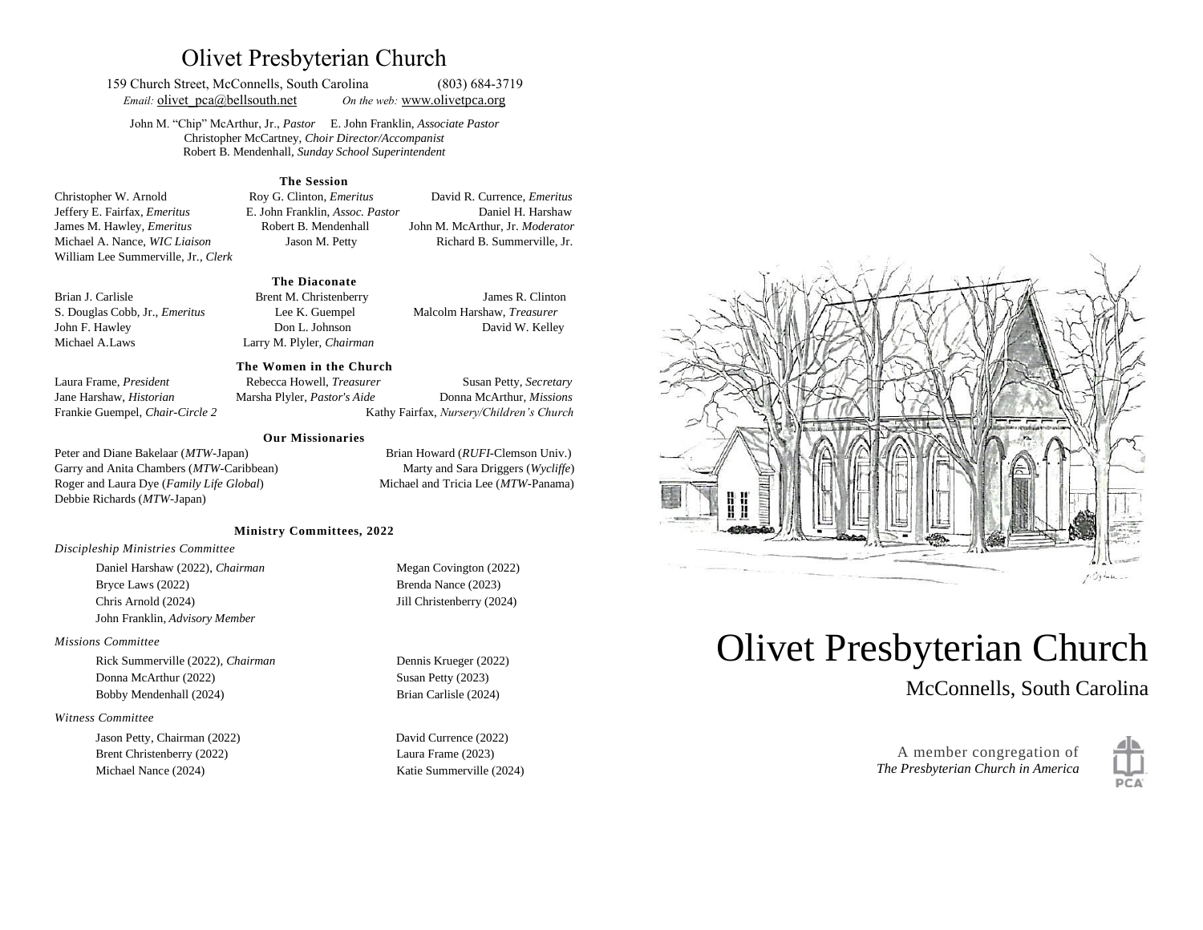# Olivet Presbyterian Church

159 Church Street, McConnells, South Carolina (803) 684-3719

*Email:* olivet_pca@bellsouth.net *On the web:* www.olivetpca.org

John M. "Chip" McArthur, Jr., *Pastor* E. John Franklin, *Associate Pastor*
Christopher McCartney, *Choir Director/Accompanist*
Robert B. Mendenhall, *Sunday School Superintendent*

### The Session

Christopher W. Arnold
Roy G. Clinton, *Emeritus*
David R. Currence, *Emeritus*
Jeffery E. Fairfax, *Emeritus*
E. John Franklin, *Assoc. Pastor*
Daniel H. Harshaw
James M. Hawley, *Emeritus*
Robert B. Mendenhall
John M. McArthur, Jr. *Moderator*
Michael A. Nance, *WIC Liaison*
Jason M. Petty
Richard B. Summerville, Jr.
William Lee Summerville, Jr., *Clerk*

### The Diaconate

Brian J. Carlisle
Brent M. Christenberry
James R. Clinton
S. Douglas Cobb, Jr., *Emeritus*
Lee K. Guempel
Malcolm Harshaw, *Treasurer*
John F. Hawley
Don L. Johnson
David W. Kelley
Michael A.Laws
Larry M. Plyler, *Chairman*

### The Women in the Church

Laura Frame, *President*
Rebecca Howell, *Treasurer*
Susan Petty, *Secretary*
Jane Harshaw, *Historian*
Marsha Plyler, *Pastor's Aide*
Donna McArthur, *Missions*
Frankie Guempel, *Chair-Circle 2*
Kathy Fairfax, *Nursery/Children's Church*

### Our Missionaries

Peter and Diane Bakelaar (*MTW*-Japan)
Brian Howard (*RUFI*-Clemson Univ.)
Garry and Anita Chambers (*MTW*-Caribbean)
Marty and Sara Driggers (*Wycliffe*)
Roger and Laura Dye (*Family Life Global*)
Michael and Tricia Lee (*MTW*-Panama)
Debbie Richards (*MTW*-Japan)

### Ministry Committees, 2022

*Discipleship Ministries Committee*

Daniel Harshaw (2022), *Chairman*
Megan Covington (2022)
Bryce Laws (2022)
Brenda Nance (2023)
Chris Arnold (2024)
Jill Christenberry (2024)
John Franklin, *Advisory Member*

*Missions Committee*

Rick Summerville (2022), *Chairman*
Dennis Krueger (2022)
Donna McArthur (2022)
Susan Petty (2023)
Bobby Mendenhall (2024)
Brian Carlisle (2024)

*Witness Committee*

Jason Petty, Chairman (2022)
David Currence (2022)
Brent Christenberry (2022)
Laura Frame (2023)
Michael Nance (2024)
Katie Summerville (2024)

# Olivet Presbyterian Church

McConnells, South Carolina

A member congregation of
*The Presbyterian Church in America*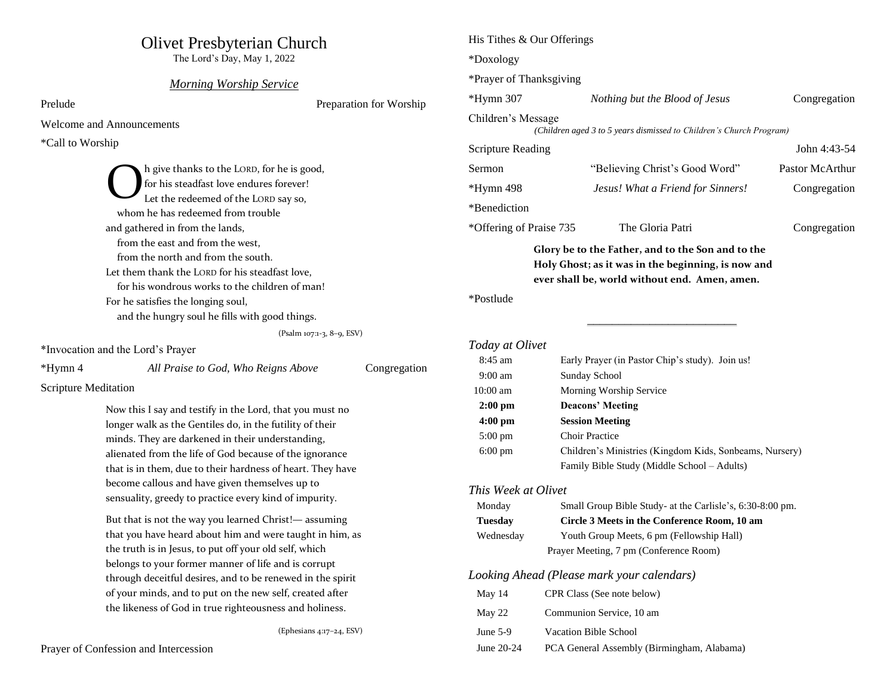# Olivet Presbyterian Church

The Lord's Day, May 1, 2022

## *Morning Worship Service*

Prelude — Preparation for Worship

Welcome and Announcements

*Call to Worship

> Oh give thanks to the LORD, for he is good,
> for his steadfast love endures forever!
> Let the redeemed of the LORD say so,
> whom he has redeemed from trouble
> and gathered in from the lands,
> from the east and from the west,
> from the north and from the south.
> Let them thank the LORD for his steadfast love,
> for his wondrous works to the children of man!
> For he satisfies the longing soul,
> and the hungry soul he fills with good things.
>
> (Psalm 107:1-3, 8–9, ESV)

*Invocation and the Lord's Prayer

*Hymn 4 — *All Praise to God, Who Reigns Above* — Congregation

Scripture Meditation

> Now this I say and testify in the Lord, that you must no longer walk as the Gentiles do, in the futility of their minds. They are darkened in their understanding, alienated from the life of God because of the ignorance that is in them, due to their hardness of heart. They have become callous and have given themselves up to sensuality, greedy to practice every kind of impurity.
>
> But that is not the way you learned Christ!— assuming that you have heard about him and were taught in him, as the truth is in Jesus, to put off your old self, which belongs to your former manner of life and is corrupt through deceitful desires, and to be renewed in the spirit of your minds, and to put on the new self, created after the likeness of God in true righteousness and holiness.
>
> (Ephesians 4:17–24, ESV)

Prayer of Confession and Intercession

His Tithes & Our Offerings

*Doxology

*Prayer of Thanksgiving

*Hymn 307 — *Nothing but the Blood of Jesus* — Congregation

Children's Message
*(Children aged 3 to 5 years dismissed to Children's Church Program)*

Scripture Reading — John 4:43-54

Sermon — "Believing Christ's Good Word" — Pastor McArthur

*Hymn 498 — *Jesus! What a Friend for Sinners!* — Congregation

*Benediction

*Offering of Praise 735 — The Gloria Patri — Congregation

> **Glory be to the Father, and to the Son and to the Holy Ghost; as it was in the beginning, is now and ever shall be, world without end. Amen, amen.**

*Postlude

---

### *Today at Olivet*

| | |
|---|---|
| 8:45 am | Early Prayer (in Pastor Chip's study). Join us! |
| 9:00 am | Sunday School |
| 10:00 am | Morning Worship Service |
| **2:00 pm** | **Deacons' Meeting** |
| **4:00 pm** | **Session Meeting** |
| 5:00 pm | Choir Practice |
| 6:00 pm | Children's Ministries (Kingdom Kids, Sonbeams, Nursery) |
| | Family Bible Study (Middle School – Adults) |

### *This Week at Olivet*

| | |
|---|---|
| Monday | Small Group Bible Study- at the Carlisle's, 6:30-8:00 pm. |
| **Tuesday** | **Circle 3 Meets in the Conference Room, 10 am** |
| Wednesday | Youth Group Meets, 6 pm (Fellowship Hall) |
| | Prayer Meeting, 7 pm (Conference Room) |

### *Looking Ahead (Please mark your calendars)*

| | |
|---|---|
| May 14 | CPR Class (See note below) |
| May 22 | Communion Service, 10 am |
| June 5-9 | Vacation Bible School |
| June 20-24 | PCA General Assembly (Birmingham, Alabama) |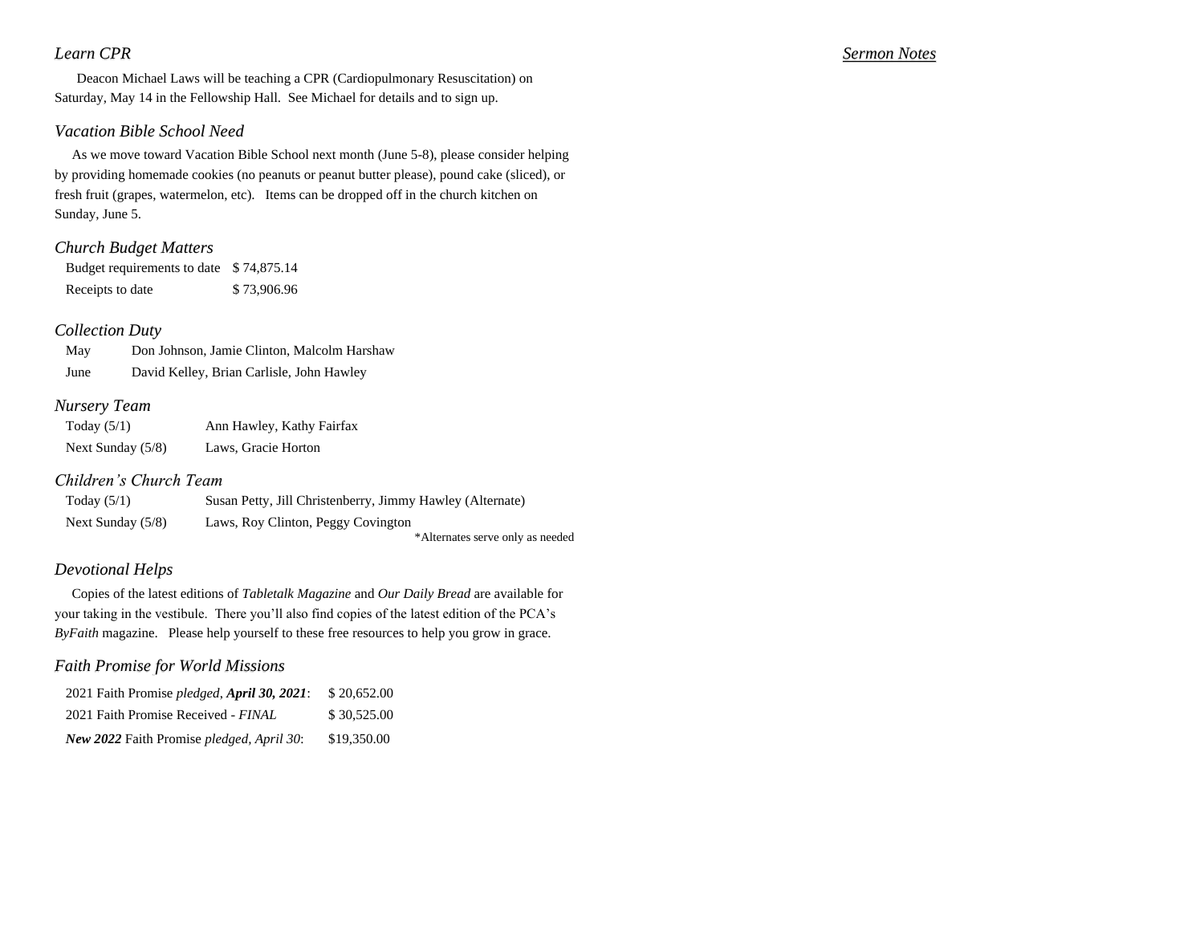## *Learn CPR*

Deacon Michael Laws will be teaching a CPR (Cardiopulmonary Resuscitation) on Saturday, May 14 in the Fellowship Hall. See Michael for details and to sign up.

## *Vacation Bible School Need*

As we move toward Vacation Bible School next month (June 5-8), please consider helping by providing homemade cookies (no peanuts or peanut butter please), pound cake (sliced), or fresh fruit (grapes, watermelon, etc). Items can be dropped off in the church kitchen on Sunday, June 5.

## *Church Budget Matters*

| | |
|---|---|
| Budget requirements to date | $ 74,875.14 |
| Receipts to date | $ 73,906.96 |

## *Collection Duty*

| | |
|---|---|
| May | Don Johnson, Jamie Clinton, Malcolm Harshaw |
| June | David Kelley, Brian Carlisle, John Hawley |

## *Nursery Team*

| | |
|---|---|
| Today (5/1) | Ann Hawley, Kathy Fairfax |
| Next Sunday (5/8) | Laws, Gracie Horton |

## *Children's Church Team*

| | |
|---|---|
| Today (5/1) | Susan Petty, Jill Christenberry, Jimmy Hawley (Alternate) |
| Next Sunday (5/8) | Laws, Roy Clinton, Peggy Covington |

*Alternates serve only as needed

## *Devotional Helps*

Copies of the latest editions of *Tabletalk Magazine* and *Our Daily Bread* are available for your taking in the vestibule. There you'll also find copies of the latest edition of the PCA's *ByFaith* magazine. Please help yourself to these free resources to help you grow in grace.

## *Faith Promise for World Missions*

| | |
|---|---|
| 2021 Faith Promise *pledged*, ***April 30, 2021***: | $ 20,652.00 |
| 2021 Faith Promise Received - *FINAL* | $ 30,525.00 |
| ***New 2022*** Faith Promise *pledged, April 30*: | $19,350.00 |

## *Sermon Notes*